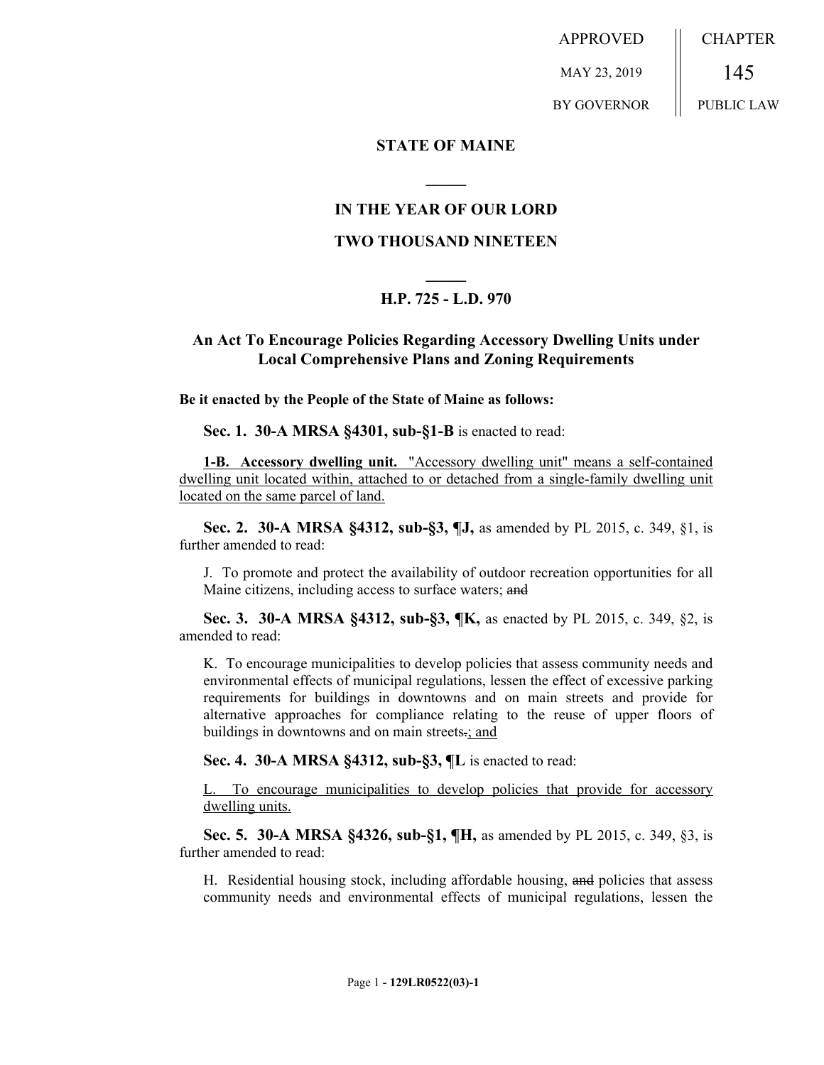APPROVED | CHAPTER
MAY 23, 2019 | 145
BY GOVERNOR | PUBLIC LAW

**STATE OF MAINE**

**IN THE YEAR OF OUR LORD**

**TWO THOUSAND NINETEEN**

**H.P. 725 - L.D. 970**

**An Act To Encourage Policies Regarding Accessory Dwelling Units under Local Comprehensive Plans and Zoning Requirements**

**Be it enacted by the People of the State of Maine as follows:**

**Sec. 1. 30-A MRSA §4301, sub-§1-B** is enacted to read:

<u>**1-B. Accessory dwelling unit.** "Accessory dwelling unit" means a self-contained dwelling unit located within, attached to or detached from a single-family dwelling unit located on the same parcel of land.</u>

**Sec. 2. 30-A MRSA §4312, sub-§3, ¶J,** as amended by PL 2015, c. 349, §1, is further amended to read:

J. To promote and protect the availability of outdoor recreation opportunities for all Maine citizens, including access to surface waters; ~~and~~

**Sec. 3. 30-A MRSA §4312, sub-§3, ¶K,** as enacted by PL 2015, c. 349, §2, is amended to read:

K. To encourage municipalities to develop policies that assess community needs and environmental effects of municipal regulations, lessen the effect of excessive parking requirements for buildings in downtowns and on main streets and provide for alternative approaches for compliance relating to the reuse of upper floors of buildings in downtowns and on main streets~~.~~<u>; and</u>

**Sec. 4. 30-A MRSA §4312, sub-§3, ¶L** is enacted to read:

<u>L. To encourage municipalities to develop policies that provide for accessory dwelling units.</u>

**Sec. 5. 30-A MRSA §4326, sub-§1, ¶H,** as amended by PL 2015, c. 349, §3, is further amended to read:

H. Residential housing stock, including affordable housing, ~~and~~ policies that assess community needs and environmental effects of municipal regulations, lessen the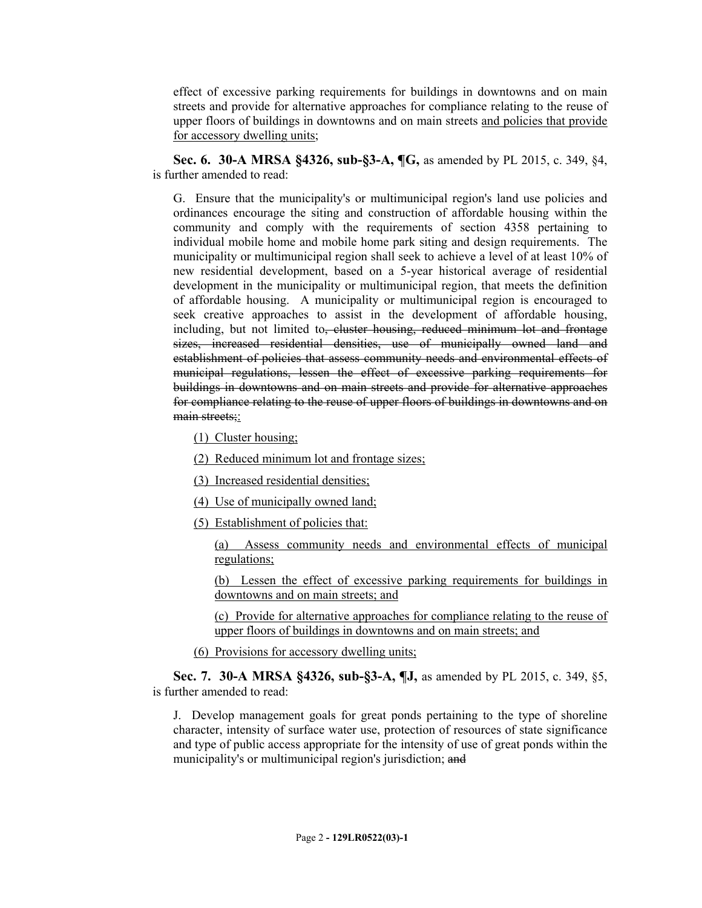effect of excessive parking requirements for buildings in downtowns and on main streets and provide for alternative approaches for compliance relating to the reuse of upper floors of buildings in downtowns and on main streets <u>and policies that provide for accessory dwelling units</u>;

**Sec. 6. 30-A MRSA §4326, sub-§3-A, ¶G,** as amended by PL 2015, c. 349, §4, is further amended to read:

G. Ensure that the municipality's or multimunicipal region's land use policies and ordinances encourage the siting and construction of affordable housing within the community and comply with the requirements of section 4358 pertaining to individual mobile home and mobile home park siting and design requirements. The municipality or multimunicipal region shall seek to achieve a level of at least 10% of new residential development, based on a 5-year historical average of residential development in the municipality or multimunicipal region, that meets the definition of affordable housing. A municipality or multimunicipal region is encouraged to seek creative approaches to assist in the development of affordable housing, including, but not limited to~~, cluster housing, reduced minimum lot and frontage sizes, increased residential densities, use of municipally owned land and establishment of policies that assess community needs and environmental effects of municipal regulations, lessen the effect of excessive parking requirements for buildings in downtowns and on main streets and provide for alternative approaches for compliance relating to the reuse of upper floors of buildings in downtowns and on main streets;~~<u>:</u>

<u>(1) Cluster housing;</u>

<u>(2) Reduced minimum lot and frontage sizes;</u>

<u>(3) Increased residential densities;</u>

<u>(4) Use of municipally owned land;</u>

<u>(5) Establishment of policies that:</u>

<u>(a) Assess community needs and environmental effects of municipal regulations;</u>

<u>(b) Lessen the effect of excessive parking requirements for buildings in downtowns and on main streets; and</u>

<u>(c) Provide for alternative approaches for compliance relating to the reuse of upper floors of buildings in downtowns and on main streets; and</u>

<u>(6) Provisions for accessory dwelling units;</u>

**Sec. 7. 30-A MRSA §4326, sub-§3-A, ¶J,** as amended by PL 2015, c. 349, §5, is further amended to read:

J. Develop management goals for great ponds pertaining to the type of shoreline character, intensity of surface water use, protection of resources of state significance and type of public access appropriate for the intensity of use of great ponds within the municipality's or multimunicipal region's jurisdiction; ~~and~~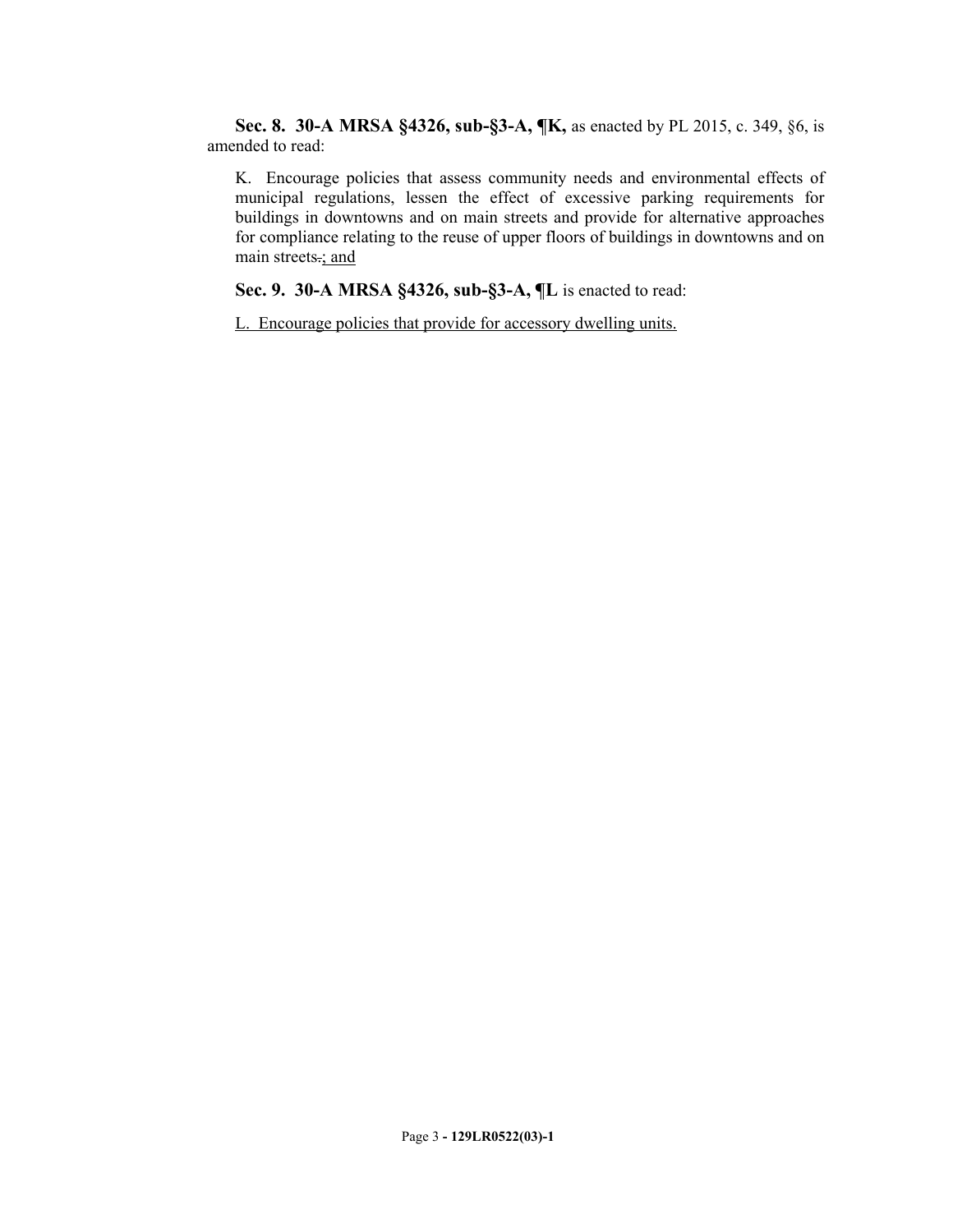**Sec. 8. 30-A MRSA §4326, sub-§3-A, ¶K,** as enacted by PL 2015, c. 349, §6, is amended to read:

K. Encourage policies that assess community needs and environmental effects of municipal regulations, lessen the effect of excessive parking requirements for buildings in downtowns and on main streets and provide for alternative approaches for compliance relating to the reuse of upper floors of buildings in downtowns and on main streets~~.~~; and

**Sec. 9. 30-A MRSA §4326, sub-§3-A, ¶L** is enacted to read:

L. Encourage policies that provide for accessory dwelling units.